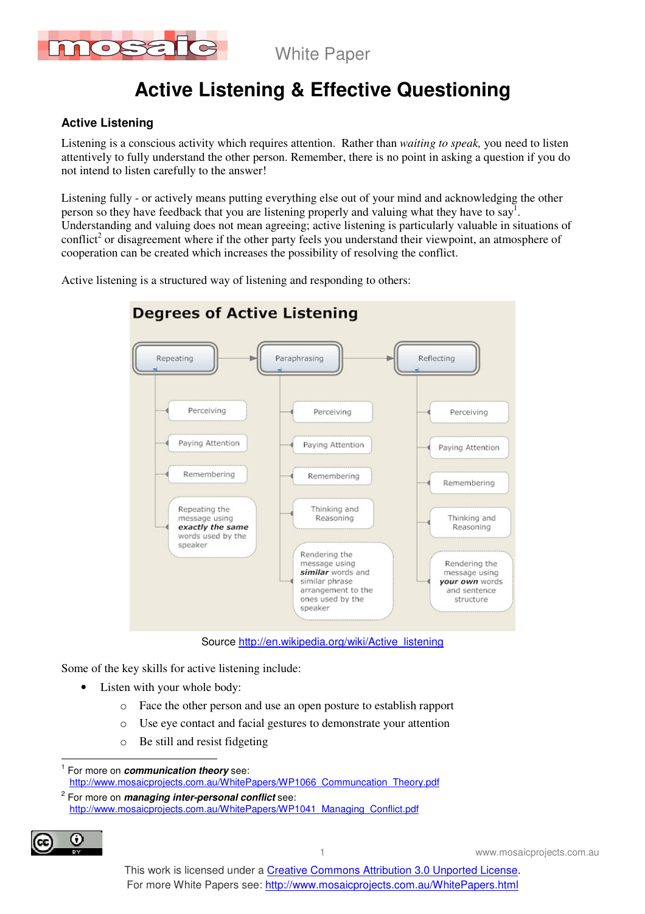White Paper

# Active Listening & Effective Questioning

## Active Listening

Listening is a conscious activity which requires attention. Rather than *waiting to speak,* you need to listen attentively to fully understand the other person. Remember, there is no point in asking a question if you do not intend to listen carefully to the answer!

Listening fully - or actively means putting everything else out of your mind and acknowledging the other person so they have feedback that you are listening properly and valuing what they have to say[1]. Understanding and valuing does not mean agreeing; active listening is particularly valuable in situations of conflict[2] or disagreement where if the other party feels you understand their viewpoint, an atmosphere of cooperation can be created which increases the possibility of resolving the conflict.

Active listening is a structured way of listening and responding to others:

**Degrees of Active Listening**

- **Repeating**
  - Perceiving
  - Paying Attention
  - Remembering
  - Repeating the message using ***exactly the same*** words used by the speaker
- **Paraphrasing**
  - Perceiving
  - Paying Attention
  - Remembering
  - Thinking and Reasoning
  - Rendering the message using ***similar*** words and similar phrase arrangement to the ones used by the speaker
- **Reflecting**
  - Perceiving
  - Paying Attention
  - Remembering
  - Thinking and Reasoning
  - Rendering the message using ***your own*** words and sentence structure

Source http://en.wikipedia.org/wiki/Active_listening

Some of the key skills for active listening include:

- Listen with your whole body:
  - Face the other person and use an open posture to establish rapport
  - Use eye contact and facial gestures to demonstrate your attention
  - Be still and resist fidgeting

---

[1] For more on ***communication theory*** see: http://www.mosaicprojects.com.au/WhitePapers/WP1066_Communcation_Theory.pdf

[2] For more on ***managing inter-personal conflict*** see: http://www.mosaicprojects.com.au/WhitePapers/WP1041_Managing_Conflict.pdf

This work is licensed under a Creative Commons Attribution 3.0 Unported License.
For more White Papers see: http://www.mosaicprojects.com.au/WhitePapers.html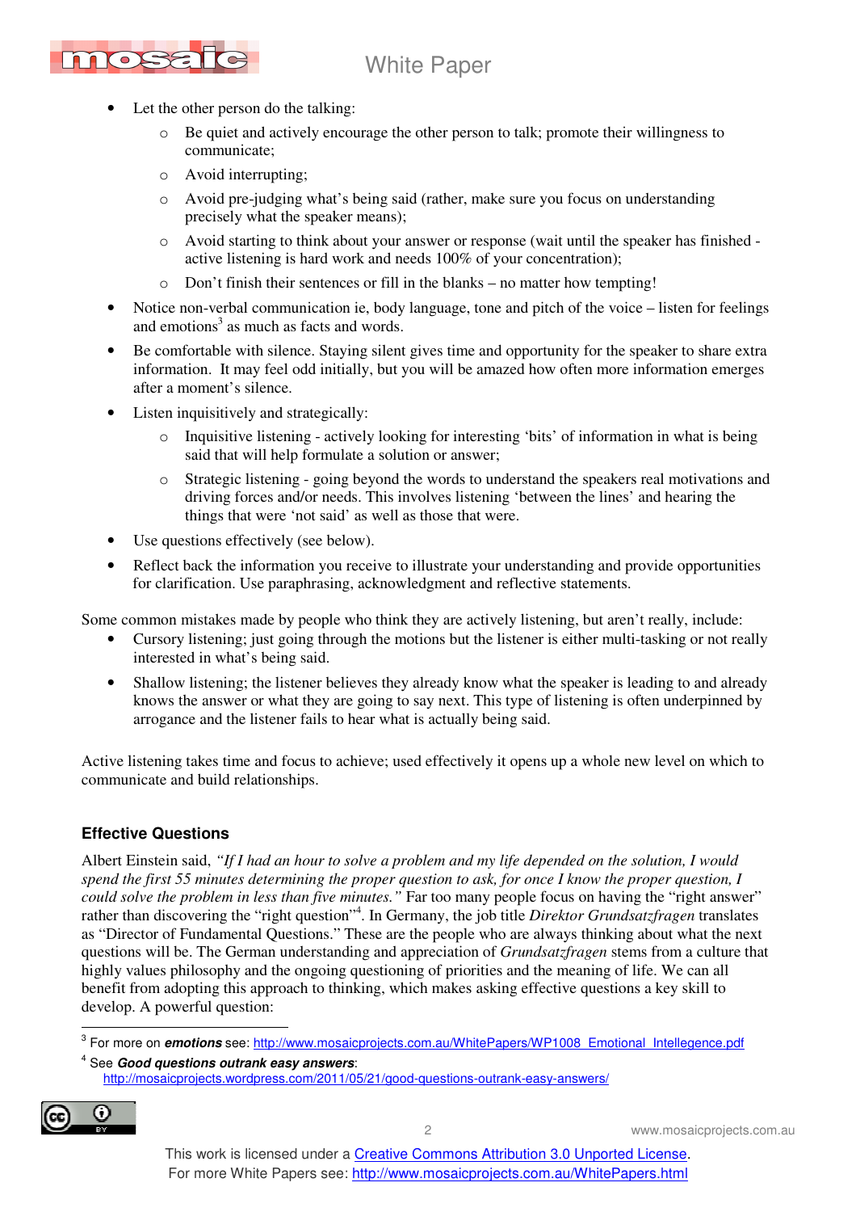- Let the other person do the talking:
  - Be quiet and actively encourage the other person to talk; promote their willingness to communicate;
  - Avoid interrupting;
  - Avoid pre-judging what's being said (rather, make sure you focus on understanding precisely what the speaker means);
  - Avoid starting to think about your answer or response (wait until the speaker has finished - active listening is hard work and needs 100% of your concentration);
  - Don't finish their sentences or fill in the blanks – no matter how tempting!
- Notice non-verbal communication ie, body language, tone and pitch of the voice – listen for feelings and emotions[3] as much as facts and words.
- Be comfortable with silence. Staying silent gives time and opportunity for the speaker to share extra information. It may feel odd initially, but you will be amazed how often more information emerges after a moment's silence.
- Listen inquisitively and strategically:
  - Inquisitive listening - actively looking for interesting 'bits' of information in what is being said that will help formulate a solution or answer;
  - Strategic listening - going beyond the words to understand the speakers real motivations and driving forces and/or needs. This involves listening 'between the lines' and hearing the things that were 'not said' as well as those that were.
- Use questions effectively (see below).
- Reflect back the information you receive to illustrate your understanding and provide opportunities for clarification. Use paraphrasing, acknowledgment and reflective statements.

Some common mistakes made by people who think they are actively listening, but aren't really, include:

- Cursory listening; just going through the motions but the listener is either multi-tasking or not really interested in what's being said.
- Shallow listening; the listener believes they already know what the speaker is leading to and already knows the answer or what they are going to say next. This type of listening is often underpinned by arrogance and the listener fails to hear what is actually being said.

Active listening takes time and focus to achieve; used effectively it opens up a whole new level on which to communicate and build relationships.

## Effective Questions

Albert Einstein said, *"If I had an hour to solve a problem and my life depended on the solution, I would spend the first 55 minutes determining the proper question to ask, for once I know the proper question, I could solve the problem in less than five minutes."* Far too many people focus on having the "right answer" rather than discovering the "right question"[4]. In Germany, the job title *Direktor Grundsatzfragen* translates as "Director of Fundamental Questions." These are the people who are always thinking about what the next questions will be. The German understanding and appreciation of *Grundsatzfragen* stems from a culture that highly values philosophy and the ongoing questioning of priorities and the meaning of life. We can all benefit from adopting this approach to thinking, which makes asking effective questions a key skill to develop. A powerful question:

---

[3] For more on ***emotions*** see: http://www.mosaicprojects.com.au/WhitePapers/WP1008_Emotional_Intellegence.pdf

[4] See ***Good questions outrank easy answers***: http://mosaicprojects.wordpress.com/2011/05/21/good-questions-outrank-easy-answers/

This work is licensed under a Creative Commons Attribution 3.0 Unported License.
For more White Papers see: http://www.mosaicprojects.com.au/WhitePapers.html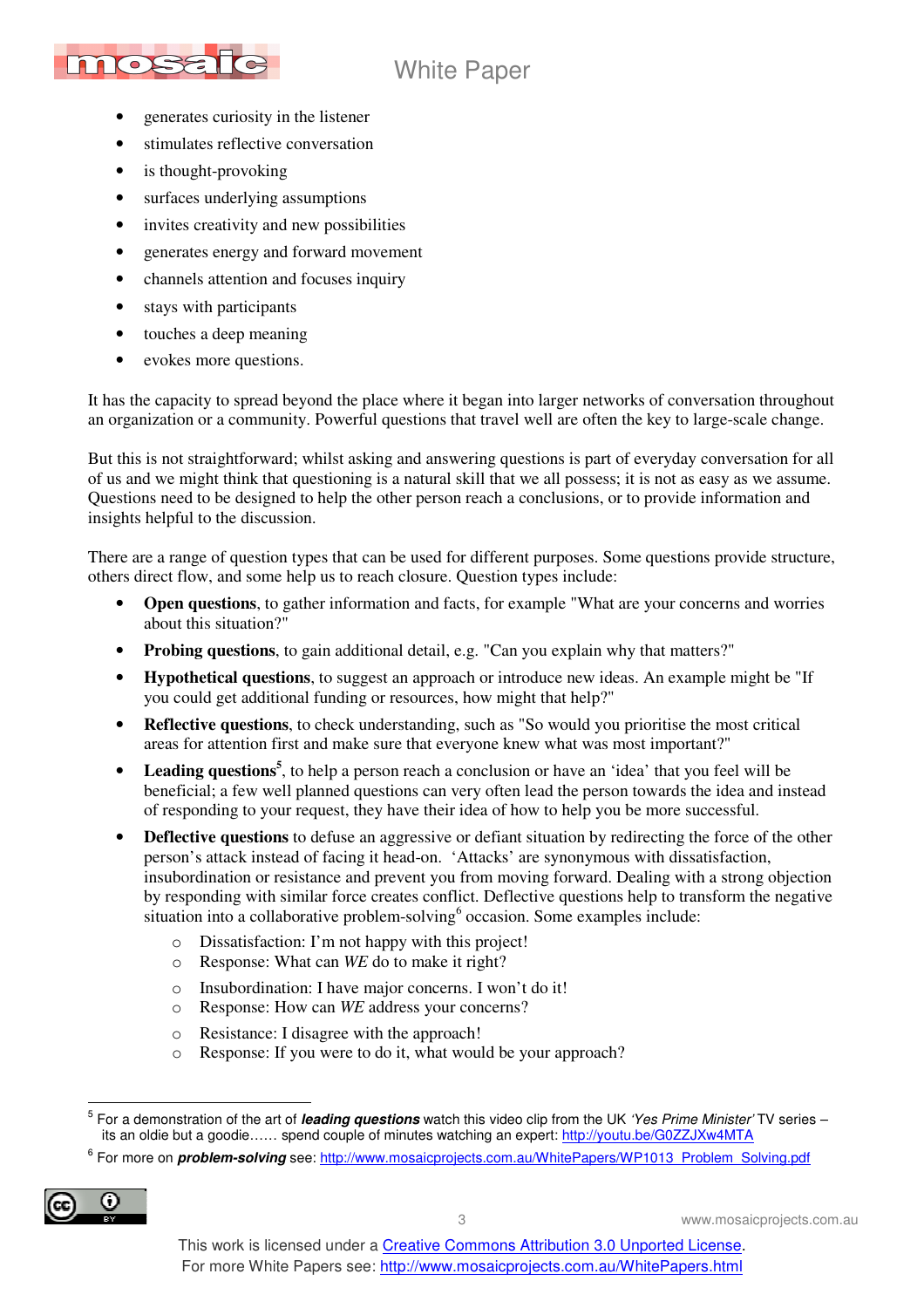- generates curiosity in the listener
- stimulates reflective conversation
- is thought-provoking
- surfaces underlying assumptions
- invites creativity and new possibilities
- generates energy and forward movement
- channels attention and focuses inquiry
- stays with participants
- touches a deep meaning
- evokes more questions.

It has the capacity to spread beyond the place where it began into larger networks of conversation throughout an organization or a community. Powerful questions that travel well are often the key to large-scale change.

But this is not straightforward; whilst asking and answering questions is part of everyday conversation for all of us and we might think that questioning is a natural skill that we all possess; it is not as easy as we assume. Questions need to be designed to help the other person reach a conclusions, or to provide information and insights helpful to the discussion.

There are a range of question types that can be used for different purposes. Some questions provide structure, others direct flow, and some help us to reach closure. Question types include:

- **Open questions**, to gather information and facts, for example "What are your concerns and worries about this situation?"
- **Probing questions**, to gain additional detail, e.g. "Can you explain why that matters?"
- **Hypothetical questions**, to suggest an approach or introduce new ideas. An example might be "If you could get additional funding or resources, how might that help?"
- **Reflective questions**, to check understanding, such as "So would you prioritise the most critical areas for attention first and make sure that everyone knew what was most important?"
- **Leading questions**[5], to help a person reach a conclusion or have an 'idea' that you feel will be beneficial; a few well planned questions can very often lead the person towards the idea and instead of responding to your request, they have their idea of how to help you be more successful.
- **Deflective questions** to defuse an aggressive or defiant situation by redirecting the force of the other person's attack instead of facing it head-on. 'Attacks' are synonymous with dissatisfaction, insubordination or resistance and prevent you from moving forward. Dealing with a strong objection by responding with similar force creates conflict. Deflective questions help to transform the negative situation into a collaborative problem-solving[6] occasion. Some examples include:
  - Dissatisfaction: I'm not happy with this project!
  - Response: What can *WE* do to make it right?
  - Insubordination: I have major concerns. I won't do it!
  - Response: How can *WE* address your concerns?
  - Resistance: I disagree with the approach!
  - Response: If you were to do it, what would be your approach?

---

[5] For a demonstration of the art of ***leading questions*** watch this video clip from the UK *'Yes Prime Minister'* TV series – its an oldie but a goodie…… spend couple of minutes watching an expert: http://youtu.be/G0ZZJXw4MTA

[6] For more on ***problem-solving*** see: http://www.mosaicprojects.com.au/WhitePapers/WP1013_Problem_Solving.pdf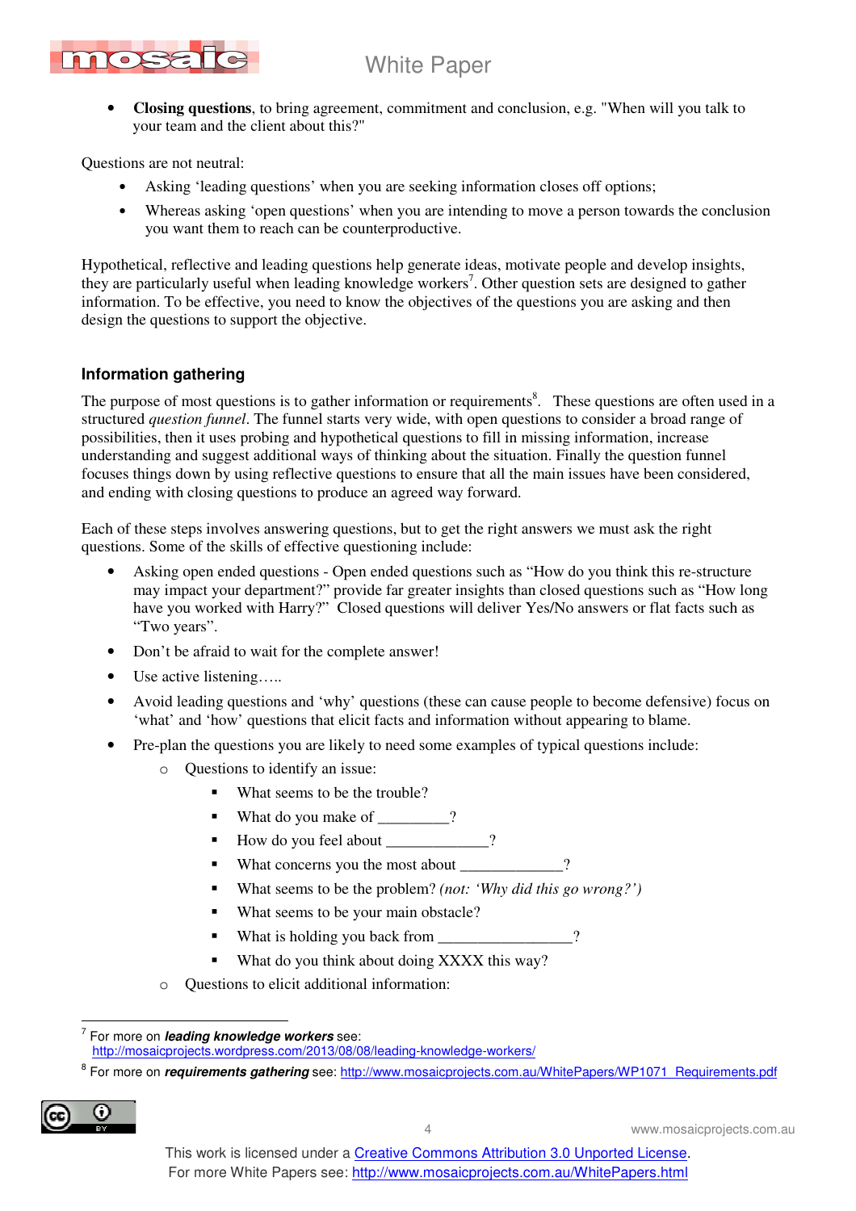- **Closing questions**, to bring agreement, commitment and conclusion, e.g. "When will you talk to your team and the client about this?"

Questions are not neutral:

- Asking 'leading questions' when you are seeking information closes off options;
- Whereas asking 'open questions' when you are intending to move a person towards the conclusion you want them to reach can be counterproductive.

Hypothetical, reflective and leading questions help generate ideas, motivate people and develop insights, they are particularly useful when leading knowledge workers[7]. Other question sets are designed to gather information. To be effective, you need to know the objectives of the questions you are asking and then design the questions to support the objective.

## Information gathering

The purpose of most questions is to gather information or requirements[8]. These questions are often used in a structured *question funnel*. The funnel starts very wide, with open questions to consider a broad range of possibilities, then it uses probing and hypothetical questions to fill in missing information, increase understanding and suggest additional ways of thinking about the situation. Finally the question funnel focuses things down by using reflective questions to ensure that all the main issues have been considered, and ending with closing questions to produce an agreed way forward.

Each of these steps involves answering questions, but to get the right answers we must ask the right questions. Some of the skills of effective questioning include:

- Asking open ended questions - Open ended questions such as "How do you think this re-structure may impact your department?" provide far greater insights than closed questions such as "How long have you worked with Harry?" Closed questions will deliver Yes/No answers or flat facts such as "Two years".
- Don't be afraid to wait for the complete answer!
- Use active listening…..
- Avoid leading questions and 'why' questions (these can cause people to become defensive) focus on 'what' and 'how' questions that elicit facts and information without appearing to blame.
- Pre-plan the questions you are likely to need some examples of typical questions include:
  - Questions to identify an issue:
    - What seems to be the trouble?
    - What do you make of _________?
    - How do you feel about _____________?
    - What concerns you the most about ____________?
    - What seems to be the problem? *(not: 'Why did this go wrong?')*
    - What seems to be your main obstacle?
    - What is holding you back from ________________?
    - What do you think about doing XXXX this way?
  - Questions to elicit additional information:

---

[7] For more on ***leading knowledge workers*** see: http://mosaicprojects.wordpress.com/2013/08/08/leading-knowledge-workers/

[8] For more on ***requirements gathering*** see: http://www.mosaicprojects.com.au/WhitePapers/WP1071_Requirements.pdf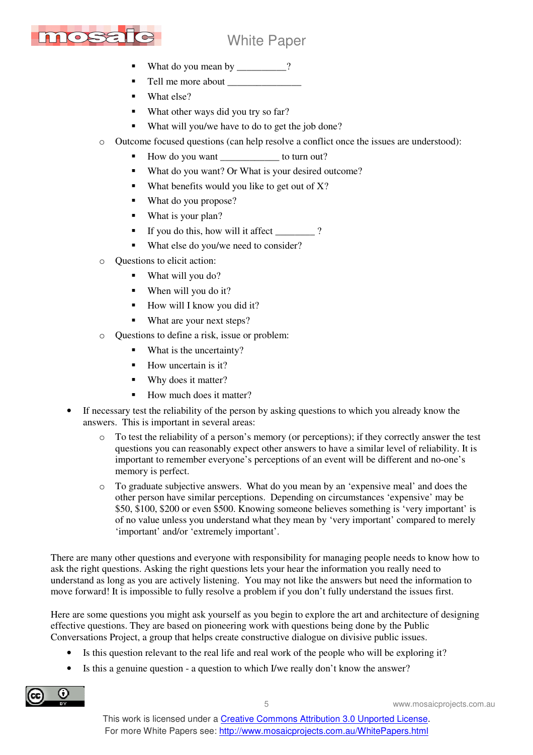- What do you mean by __________?
        - Tell me more about _______________
        - What else?
        - What other ways did you try so far?
        - What will you/we have to do to get the job done?
    - Outcome focused questions (can help resolve a conflict once the issues are understood):
        - How do you want ____________ to turn out?
        - What do you want? Or What is your desired outcome?
        - What benefits would you like to get out of X?
        - What do you propose?
        - What is your plan?
        - If you do this, how will it affect ________ ?
        - What else do you/we need to consider?
    - Questions to elicit action:
        - What will you do?
        - When will you do it?
        - How will I know you did it?
        - What are your next steps?
    - Questions to define a risk, issue or problem:
        - What is the uncertainty?
        - How uncertain is it?
        - Why does it matter?
        - How much does it matter?
- If necessary test the reliability of the person by asking questions to which you already know the answers. This is important in several areas:
    - To test the reliability of a person's memory (or perceptions); if they correctly answer the test questions you can reasonably expect other answers to have a similar level of reliability. It is important to remember everyone's perceptions of an event will be different and no-one's memory is perfect.
    - To graduate subjective answers. What do you mean by an 'expensive meal' and does the other person have similar perceptions. Depending on circumstances 'expensive' may be $50, $100, $200 or even $500. Knowing someone believes something is 'very important' is of no value unless you understand what they mean by 'very important' compared to merely 'important' and/or 'extremely important'.

There are many other questions and everyone with responsibility for managing people needs to know how to ask the right questions. Asking the right questions lets your hear the information you really need to understand as long as you are actively listening. You may not like the answers but need the information to move forward! It is impossible to fully resolve a problem if you don't fully understand the issues first.

Here are some questions you might ask yourself as you begin to explore the art and architecture of designing effective questions. They are based on pioneering work with questions being done by the Public Conversations Project, a group that helps create constructive dialogue on divisive public issues.

- Is this question relevant to the real life and real work of the people who will be exploring it?
- Is this a genuine question - a question to which I/we really don't know the answer?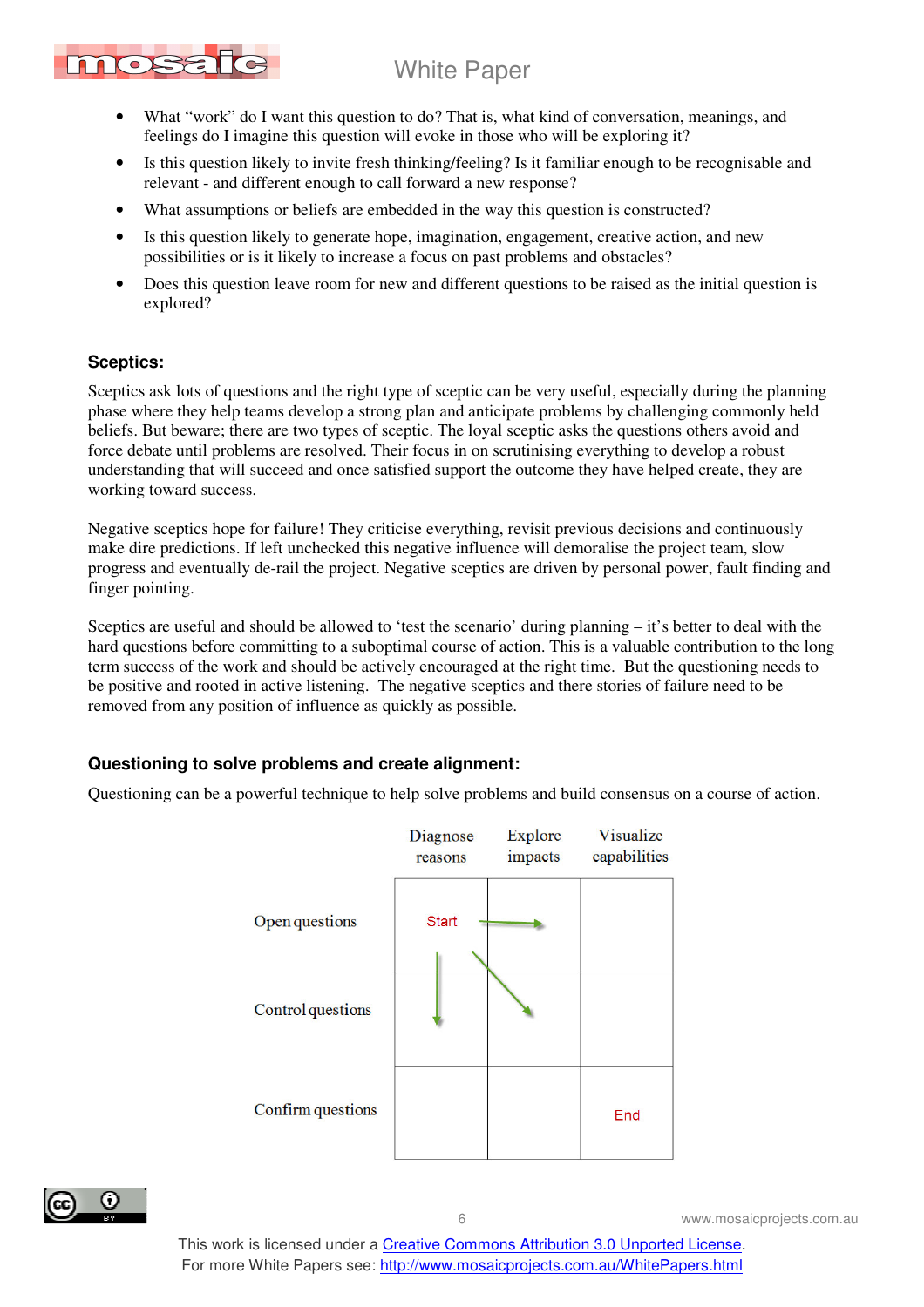- What "work" do I want this question to do? That is, what kind of conversation, meanings, and feelings do I imagine this question will evoke in those who will be exploring it?
- Is this question likely to invite fresh thinking/feeling? Is it familiar enough to be recognisable and relevant - and different enough to call forward a new response?
- What assumptions or beliefs are embedded in the way this question is constructed?
- Is this question likely to generate hope, imagination, engagement, creative action, and new possibilities or is it likely to increase a focus on past problems and obstacles?
- Does this question leave room for new and different questions to be raised as the initial question is explored?

### Sceptics:

Sceptics ask lots of questions and the right type of sceptic can be very useful, especially during the planning phase where they help teams develop a strong plan and anticipate problems by challenging commonly held beliefs. But beware; there are two types of sceptic. The loyal sceptic asks the questions others avoid and force debate until problems are resolved. Their focus in on scrutinising everything to develop a robust understanding that will succeed and once satisfied support the outcome they have helped create, they are working toward success.

Negative sceptics hope for failure! They criticise everything, revisit previous decisions and continuously make dire predictions. If left unchecked this negative influence will demoralise the project team, slow progress and eventually de-rail the project. Negative sceptics are driven by personal power, fault finding and finger pointing.

Sceptics are useful and should be allowed to 'test the scenario' during planning – it's better to deal with the hard questions before committing to a suboptimal course of action. This is a valuable contribution to the long term success of the work and should be actively encouraged at the right time. But the questioning needs to be positive and rooted in active listening. The negative sceptics and there stories of failure need to be removed from any position of influence as quickly as possible.

### Questioning to solve problems and create alignment:

Questioning can be a powerful technique to help solve problems and build consensus on a course of action.

| | Diagnose reasons | Explore impacts | Visualize capabilities |
|---|---|---|---|
| Open questions | Start | | |
| Control questions | | | |
| Confirm questions | | | End |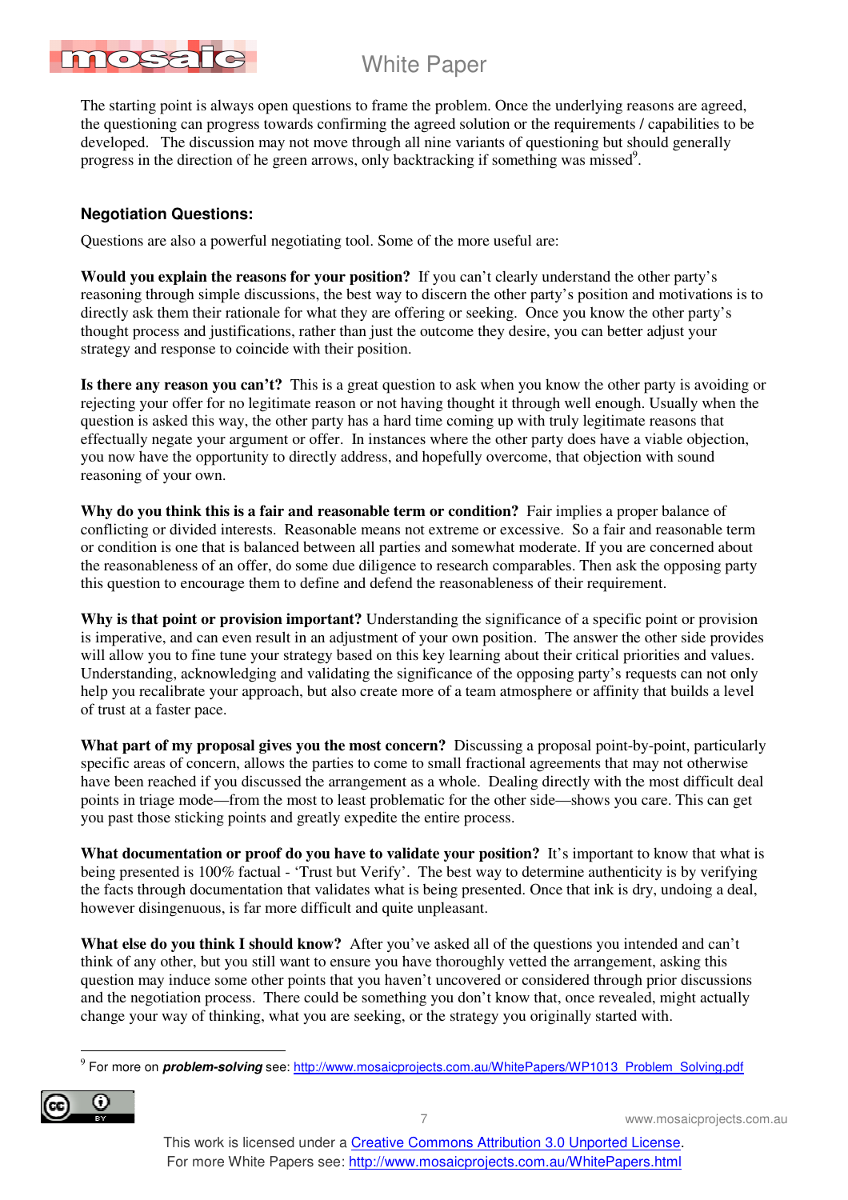The starting point is always open questions to frame the problem. Once the underlying reasons are agreed, the questioning can progress towards confirming the agreed solution or the requirements / capabilities to be developed. The discussion may not move through all nine variants of questioning but should generally progress in the direction of he green arrows, only backtracking if something was missed[9].

### Negotiation Questions:

Questions are also a powerful negotiating tool. Some of the more useful are:

**Would you explain the reasons for your position?** If you can't clearly understand the other party's reasoning through simple discussions, the best way to discern the other party's position and motivations is to directly ask them their rationale for what they are offering or seeking. Once you know the other party's thought process and justifications, rather than just the outcome they desire, you can better adjust your strategy and response to coincide with their position.

**Is there any reason you can't?** This is a great question to ask when you know the other party is avoiding or rejecting your offer for no legitimate reason or not having thought it through well enough. Usually when the question is asked this way, the other party has a hard time coming up with truly legitimate reasons that effectually negate your argument or offer. In instances where the other party does have a viable objection, you now have the opportunity to directly address, and hopefully overcome, that objection with sound reasoning of your own.

**Why do you think this is a fair and reasonable term or condition?** Fair implies a proper balance of conflicting or divided interests. Reasonable means not extreme or excessive. So a fair and reasonable term or condition is one that is balanced between all parties and somewhat moderate. If you are concerned about the reasonableness of an offer, do some due diligence to research comparables. Then ask the opposing party this question to encourage them to define and defend the reasonableness of their requirement.

**Why is that point or provision important?** Understanding the significance of a specific point or provision is imperative, and can even result in an adjustment of your own position. The answer the other side provides will allow you to fine tune your strategy based on this key learning about their critical priorities and values. Understanding, acknowledging and validating the significance of the opposing party's requests can not only help you recalibrate your approach, but also create more of a team atmosphere or affinity that builds a level of trust at a faster pace.

**What part of my proposal gives you the most concern?** Discussing a proposal point-by-point, particularly specific areas of concern, allows the parties to come to small fractional agreements that may not otherwise have been reached if you discussed the arrangement as a whole. Dealing directly with the most difficult deal points in triage mode—from the most to least problematic for the other side—shows you care. This can get you past those sticking points and greatly expedite the entire process.

**What documentation or proof do you have to validate your position?** It's important to know that what is being presented is 100% factual - 'Trust but Verify'. The best way to determine authenticity is by verifying the facts through documentation that validates what is being presented. Once that ink is dry, undoing a deal, however disingenuous, is far more difficult and quite unpleasant.

**What else do you think I should know?** After you've asked all of the questions you intended and can't think of any other, but you still want to ensure you have thoroughly vetted the arrangement, asking this question may induce some other points that you haven't uncovered or considered through prior discussions and the negotiation process. There could be something you don't know that, once revealed, might actually change your way of thinking, what you are seeking, or the strategy you originally started with.

---

[9] For more on ***problem-solving*** see: http://www.mosaicprojects.com.au/WhitePapers/WP1013_Problem_Solving.pdf

This work is licensed under a Creative Commons Attribution 3.0 Unported License.
For more White Papers see: http://www.mosaicprojects.com.au/WhitePapers.html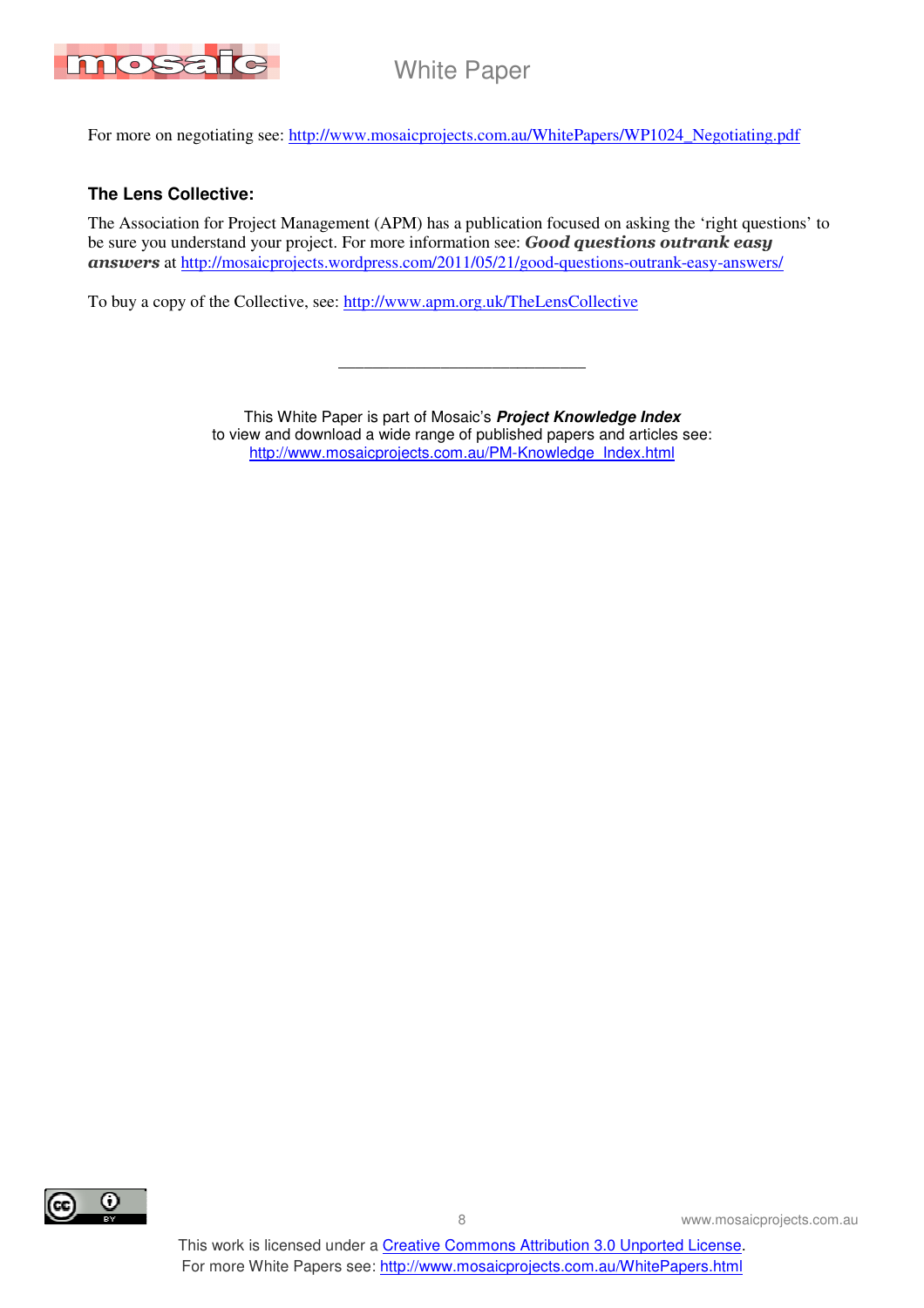For more on negotiating see: http://www.mosaicprojects.com.au/WhitePapers/WP1024_Negotiating.pdf

### The Lens Collective:

The Association for Project Management (APM) has a publication focused on asking the 'right questions' to be sure you understand your project. For more information see: ***Good questions outrank easy answers*** at http://mosaicprojects.wordpress.com/2011/05/21/good-questions-outrank-easy-answers/

To buy a copy of the Collective, see: http://www.apm.org.uk/TheLensCollective

---

This White Paper is part of Mosaic's ***Project Knowledge Index***
to view and download a wide range of published papers and articles see:
http://www.mosaicprojects.com.au/PM-Knowledge_Index.html

This work is licensed under a Creative Commons Attribution 3.0 Unported License.
For more White Papers see: http://www.mosaicprojects.com.au/WhitePapers.html